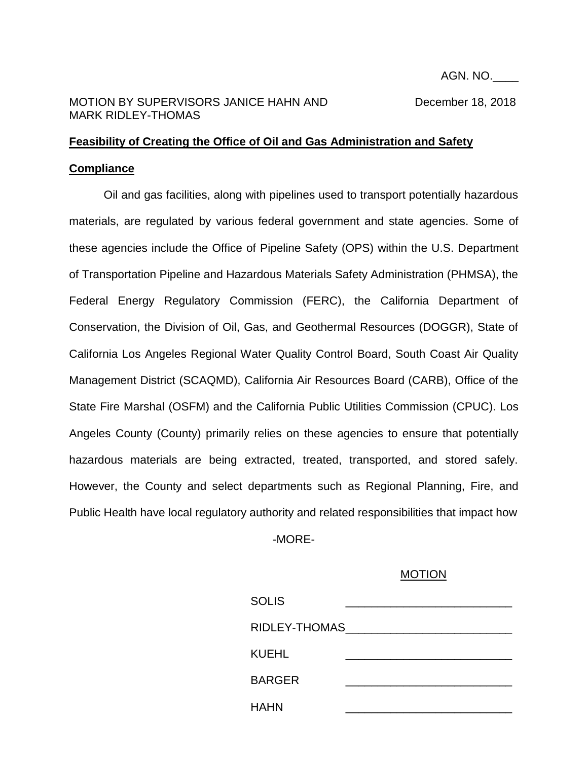AGN. NO.____

MOTION BY SUPERVISORS JANICE HAHN AND MARK RIDLEY-THOMAS

December 18, 2018

**Feasibility of Creating the Office of Oil and Gas Administration and Safety Compliance**

Oil and gas facilities, along with pipelines used to transport potentially hazardous materials, are regulated by various federal government and state agencies. Some of these agencies include the Office of Pipeline Safety (OPS) within the U.S. Department of Transportation Pipeline and Hazardous Materials Safety Administration (PHMSA), the Federal Energy Regulatory Commission (FERC), the California Department of Conservation, the Division of Oil, Gas, and Geothermal Resources (DOGGR), State of California Los Angeles Regional Water Quality Control Board, South Coast Air Quality Management District (SCAQMD), California Air Resources Board (CARB), Office of the State Fire Marshal (OSFM) and the California Public Utilities Commission (CPUC). Los Angeles County (County) primarily relies on these agencies to ensure that potentially hazardous materials are being extracted, treated, transported, and stored safely. However, the County and select departments such as Regional Planning, Fire, and Public Health have local regulatory authority and related responsibilities that impact how

-MORE-

MOTION

| | |
|---|---|
| SOLIS | ____________________ |
| RIDLEY-THOMAS | ____________________ |
| KUEHL | ____________________ |
| BARGER | ____________________ |
| HAHN | ____________________ |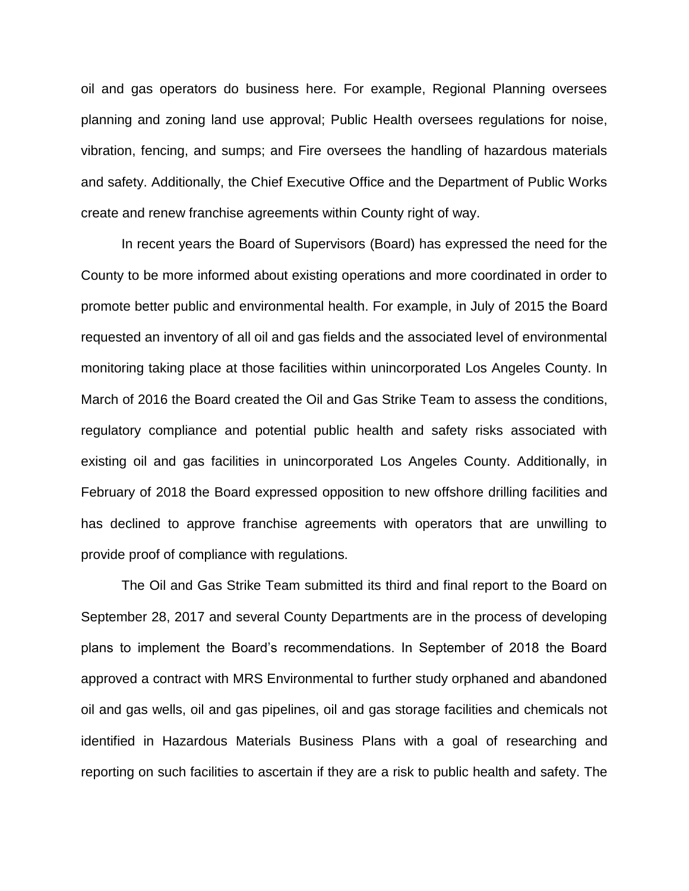oil and gas operators do business here. For example, Regional Planning oversees planning and zoning land use approval; Public Health oversees regulations for noise, vibration, fencing, and sumps; and Fire oversees the handling of hazardous materials and safety. Additionally, the Chief Executive Office and the Department of Public Works create and renew franchise agreements within County right of way.

In recent years the Board of Supervisors (Board) has expressed the need for the County to be more informed about existing operations and more coordinated in order to promote better public and environmental health. For example, in July of 2015 the Board requested an inventory of all oil and gas fields and the associated level of environmental monitoring taking place at those facilities within unincorporated Los Angeles County. In March of 2016 the Board created the Oil and Gas Strike Team to assess the conditions, regulatory compliance and potential public health and safety risks associated with existing oil and gas facilities in unincorporated Los Angeles County. Additionally, in February of 2018 the Board expressed opposition to new offshore drilling facilities and has declined to approve franchise agreements with operators that are unwilling to provide proof of compliance with regulations.

The Oil and Gas Strike Team submitted its third and final report to the Board on September 28, 2017 and several County Departments are in the process of developing plans to implement the Board's recommendations. In September of 2018 the Board approved a contract with MRS Environmental to further study orphaned and abandoned oil and gas wells, oil and gas pipelines, oil and gas storage facilities and chemicals not identified in Hazardous Materials Business Plans with a goal of researching and reporting on such facilities to ascertain if they are a risk to public health and safety. The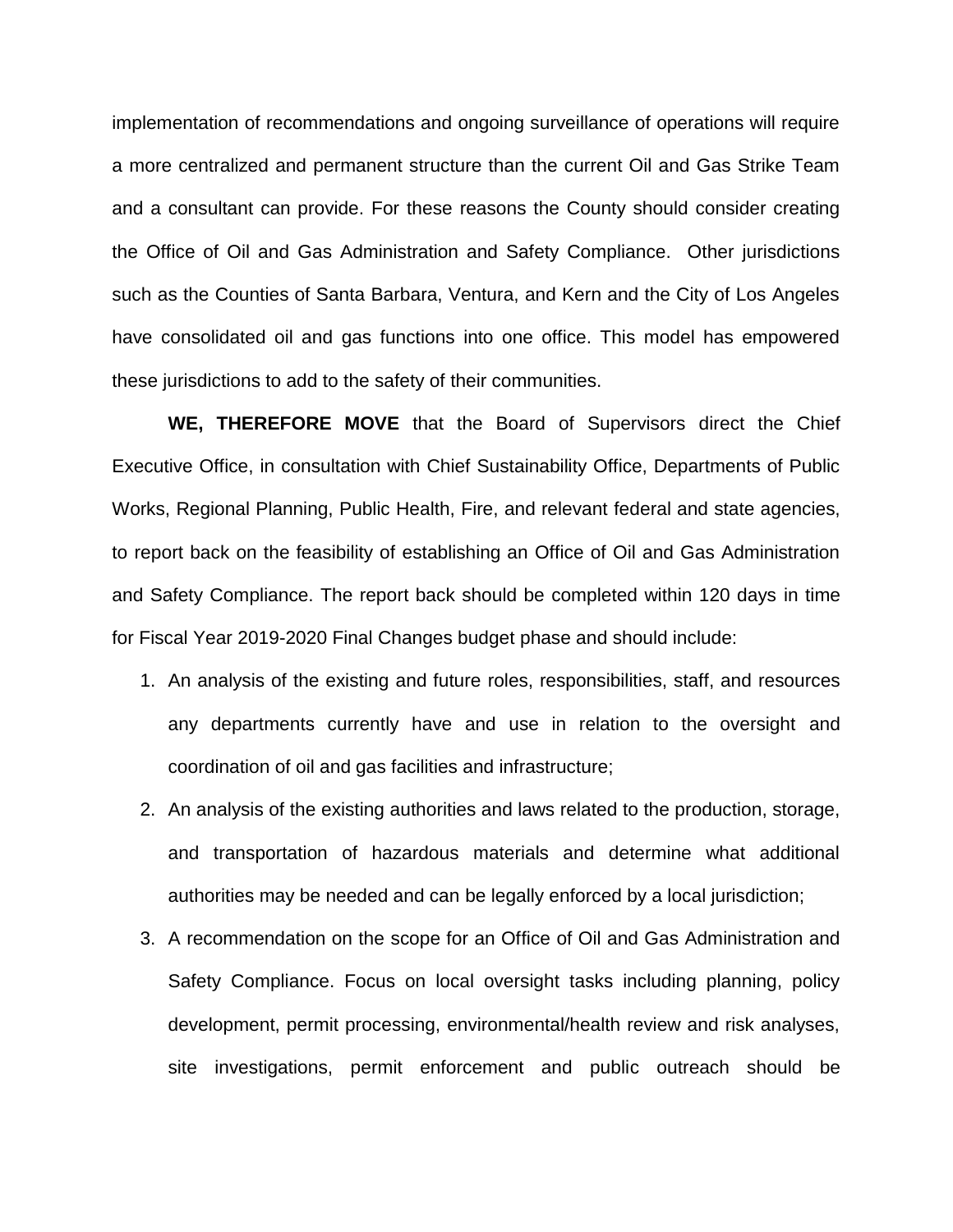implementation of recommendations and ongoing surveillance of operations will require a more centralized and permanent structure than the current Oil and Gas Strike Team and a consultant can provide. For these reasons the County should consider creating the Office of Oil and Gas Administration and Safety Compliance. Other jurisdictions such as the Counties of Santa Barbara, Ventura, and Kern and the City of Los Angeles have consolidated oil and gas functions into one office. This model has empowered these jurisdictions to add to the safety of their communities.

**WE, THEREFORE MOVE** that the Board of Supervisors direct the Chief Executive Office, in consultation with Chief Sustainability Office, Departments of Public Works, Regional Planning, Public Health, Fire, and relevant federal and state agencies, to report back on the feasibility of establishing an Office of Oil and Gas Administration and Safety Compliance. The report back should be completed within 120 days in time for Fiscal Year 2019-2020 Final Changes budget phase and should include:

1. An analysis of the existing and future roles, responsibilities, staff, and resources any departments currently have and use in relation to the oversight and coordination of oil and gas facilities and infrastructure;
2. An analysis of the existing authorities and laws related to the production, storage, and transportation of hazardous materials and determine what additional authorities may be needed and can be legally enforced by a local jurisdiction;
3. A recommendation on the scope for an Office of Oil and Gas Administration and Safety Compliance. Focus on local oversight tasks including planning, policy development, permit processing, environmental/health review and risk analyses, site investigations, permit enforcement and public outreach should be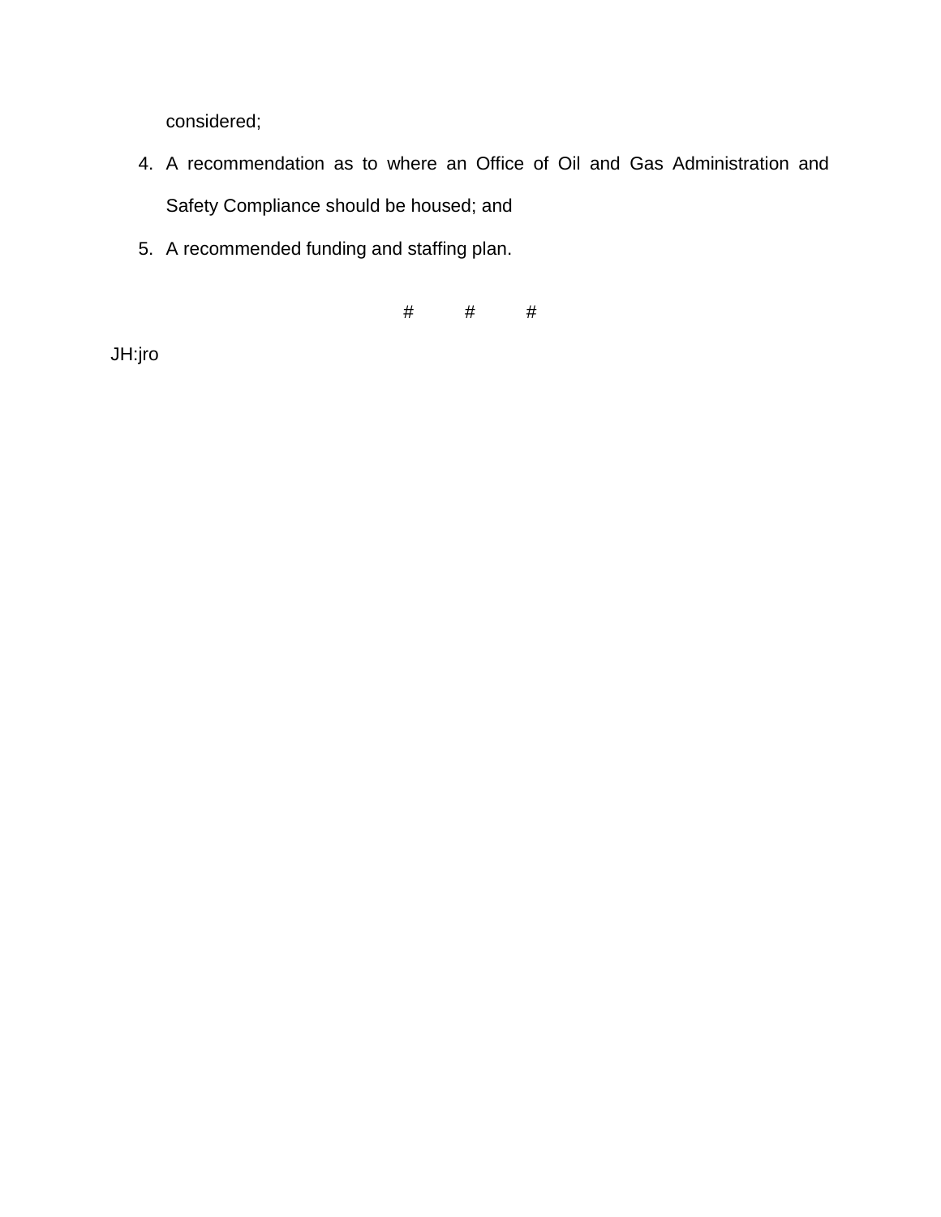considered;

4. A recommendation as to where an Office of Oil and Gas Administration and Safety Compliance should be housed; and
5. A recommended funding and staffing plan.

# # #

JH:jro